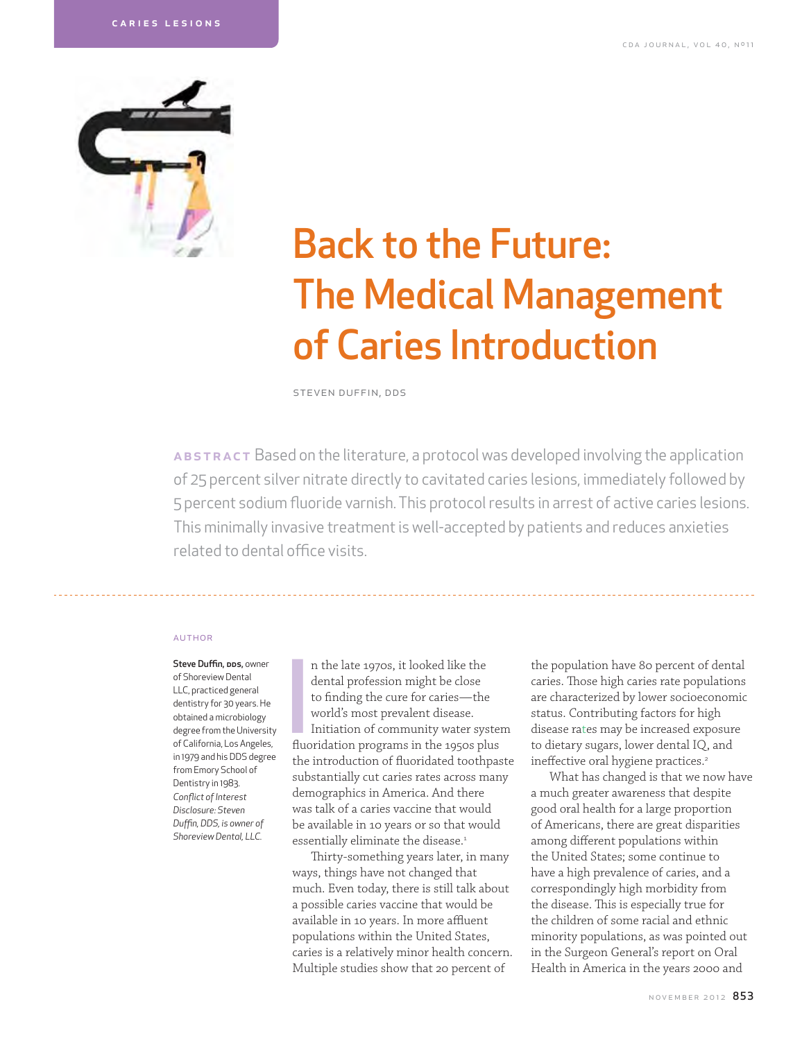# Back to the Future: The Medical Management of Caries Introduction

STEVEN DUFFIN, DDS

**ABSTRACT** Based on the literature, a protocol was developed involving the application of 25 percent silver nitrate directly to cavitated caries lesions, immediately followed by 5 percent sodium fluoride varnish. This protocol results in arrest of active caries lesions. This minimally invasive treatment is well-accepted by patients and reduces anxieties related to dental office visits.

AUTHOR

**Steve Duffin, DDS,** owner of Shoreview Dental LLC, practiced general dentistry for 30 years. He obtained a microbiology degree from the University of California, Los Angeles, in 1979 and his DDS degree from Emory School of Dentistry in 1983.

*Conflict of Interest Disclosure: Steven Duffin, DDS, is owner of Shoreview Dental, LLC.*

In the late 1970s, it looked like the dental profession might be close to finding the cure for caries—the world's most prevalent disease. Initiation of community water system fluoridation programs in the 1950s plus the introduction of fluoridated toothpaste substantially cut caries rates across many demographics in America. And there was talk of a caries vaccine that would be available in 10 years or so that would essentially eliminate the disease.[1]

Thirty-something years later, in many ways, things have not changed that much. Even today, there is still talk about a possible caries vaccine that would be available in 10 years. In more affluent populations within the United States, caries is a relatively minor health concern. Multiple studies show that 20 percent of the population have 80 percent of dental caries. Those high caries rate populations are characterized by lower socioeconomic status. Contributing factors for high disease rates may be increased exposure to dietary sugars, lower dental IQ, and ineffective oral hygiene practices.[2]

What has changed is that we now have a much greater awareness that despite good oral health for a large proportion of Americans, there are great disparities among different populations within the United States; some continue to have a high prevalence of caries, and a correspondingly high morbidity from the disease. This is especially true for the children of some racial and ethnic minority populations, as was pointed out in the Surgeon General's report on Oral Health in America in the years 2000 and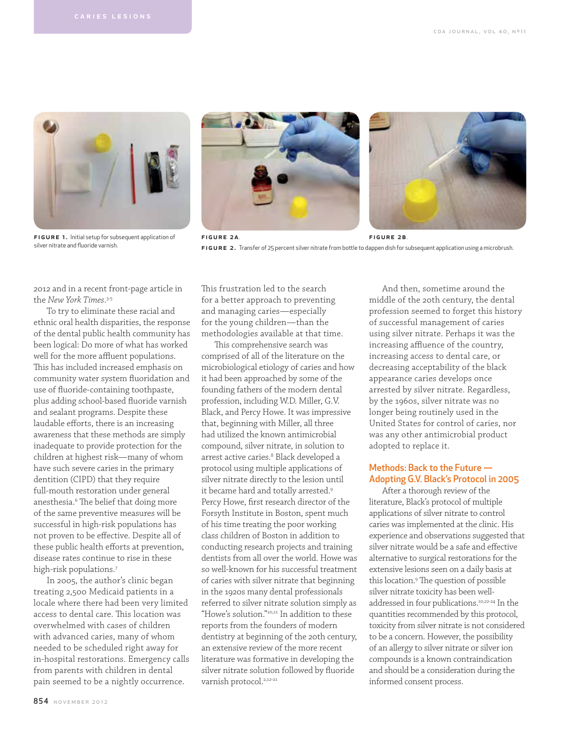**FIGURE 1.** Initial setup for subsequent application of silver nitrate and fluoride varnish.

**FIGURE 2A.**

**FIGURE 2B.**

**FIGURE 2.** Transfer of 25 percent silver nitrate from bottle to dappen dish for subsequent application using a microbrush.

2012 and in a recent front-page article in the *New York Times*.[3-5]

To try to eliminate these racial and ethnic oral health disparities, the response of the dental public health community has been logical: Do more of what has worked well for the more affluent populations. This has included increased emphasis on community water system fluoridation and use of fluoride-containing toothpaste, plus adding school-based fluoride varnish and sealant programs. Despite these laudable efforts, there is an increasing awareness that these methods are simply inadequate to provide protection for the children at highest risk—many of whom have such severe caries in the primary dentition (CIPD) that they require full-mouth restoration under general anesthesia.[6] The belief that doing more of the same preventive measures will be successful in high-risk populations has not proven to be effective. Despite all of these public health efforts at prevention, disease rates continue to rise in these high-risk populations.[7]

In 2005, the author's clinic began treating 2,500 Medicaid patients in a locale where there had been very limited access to dental care. This location was overwhelmed with cases of children with advanced caries, many of whom needed to be scheduled right away for in-hospital restorations. Emergency calls from parents with children in dental pain seemed to be a nightly occurrence.

This frustration led to the search for a better approach to preventing and managing caries—especially for the young children—than the methodologies available at that time.

This comprehensive search was comprised of all of the literature on the microbiological etiology of caries and how it had been approached by some of the founding fathers of the modern dental profession, including W.D. Miller, G.V. Black, and Percy Howe. It was impressive that, beginning with Miller, all three had utilized the known antimicrobial compound, silver nitrate, in solution to arrest active caries.[8] Black developed a protocol using multiple applications of silver nitrate directly to the lesion until it became hard and totally arrested.[9] Percy Howe, first research director of the Forsyth Institute in Boston, spent much of his time treating the poor working class children of Boston in addition to conducting research projects and training dentists from all over the world. Howe was so well-known for his successful treatment of caries with silver nitrate that beginning in the 1920s many dental professionals referred to silver nitrate solution simply as "Howe's solution."[10,11] In addition to these reports from the founders of modern dentistry at beginning of the 20th century, an extensive review of the more recent literature was formative in developing the silver nitrate solution followed by fluoride varnish protocol.[2,12-21]

And then, sometime around the middle of the 20th century, the dental profession seemed to forget this history of successful management of caries using silver nitrate. Perhaps it was the increasing affluence of the country, increasing access to dental care, or decreasing acceptability of the black appearance caries develops once arrested by silver nitrate. Regardless, by the 1960s, silver nitrate was no longer being routinely used in the United States for control of caries, nor was any other antimicrobial product adopted to replace it.

## Methods: Back to the Future — Adopting G.V. Black's Protocol in 2005

After a thorough review of the literature, Black's protocol of multiple applications of silver nitrate to control caries was implemented at the clinic. His experience and observations suggested that silver nitrate would be a safe and effective alternative to surgical restorations for the extensive lesions seen on a daily basis at this location.[9] The question of possible silver nitrate toxicity has been well-addressed in four publications.[10,22-24] In the quantities recommended by this protocol, toxicity from silver nitrate is not considered to be a concern. However, the possibility of an allergy to silver nitrate or silver ion compounds is a known contraindication and should be a consideration during the informed consent process.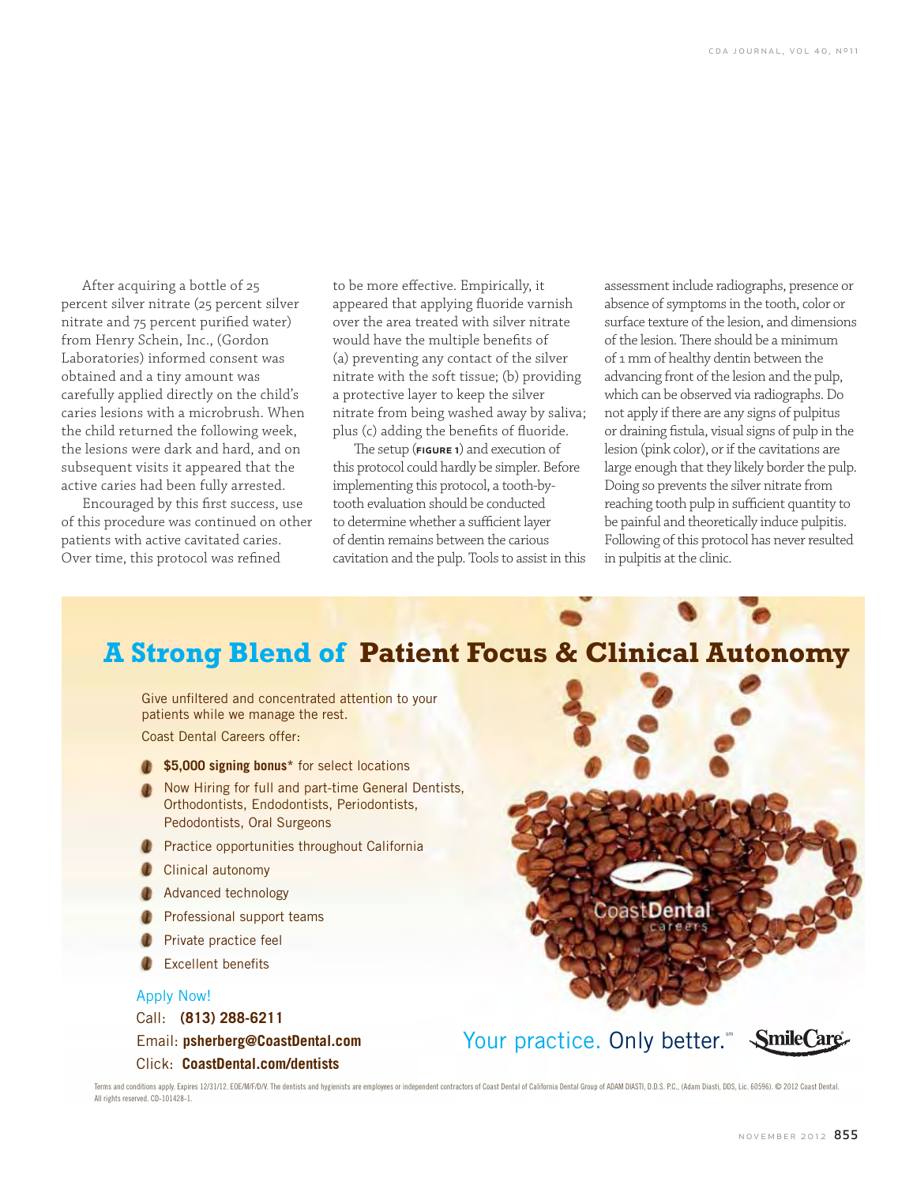After acquiring a bottle of 25 percent silver nitrate (25 percent silver nitrate and 75 percent purified water) from Henry Schein, Inc., (Gordon Laboratories) informed consent was obtained and a tiny amount was carefully applied directly on the child's caries lesions with a microbrush. When the child returned the following week, the lesions were dark and hard, and on subsequent visits it appeared that the active caries had been fully arrested.

Encouraged by this first success, use of this procedure was continued on other patients with active cavitated caries. Over time, this protocol was refined to be more effective. Empirically, it appeared that applying fluoride varnish over the area treated with silver nitrate would have the multiple benefits of (a) preventing any contact of the silver nitrate with the soft tissue; (b) providing a protective layer to keep the silver nitrate from being washed away by saliva; plus (c) adding the benefits of fluoride.

The setup (**FIGURE 1**) and execution of this protocol could hardly be simpler. Before implementing this protocol, a tooth-by-tooth evaluation should be conducted to determine whether a sufficient layer of dentin remains between the carious cavitation and the pulp. Tools to assist in this assessment include radiographs, presence or absence of symptoms in the tooth, color or surface texture of the lesion, and dimensions of the lesion. There should be a minimum of 1 mm of healthy dentin between the advancing front of the lesion and the pulp, which can be observed via radiographs. Do not apply if there are any signs of pulpitus or draining fistula, visual signs of pulp in the lesion (pink color), or if the cavitations are large enough that they likely border the pulp. Doing so prevents the silver nitrate from reaching tooth pulp in sufficient quantity to be painful and theoretically induce pulpitis. Following of this protocol has never resulted in pulpitis at the clinic.

## A Strong Blend of Patient Focus & Clinical Autonomy

Give unfiltered and concentrated attention to your patients while we manage the rest.

Coast Dental Careers offer:

- **$5,000 signing bonus*** for select locations
- Now Hiring for full and part-time General Dentists, Orthodontists, Endodontists, Periodontists, Pedodontists, Oral Surgeons
- Practice opportunities throughout California
- Clinical autonomy
- Advanced technology
- Professional support teams
- Private practice feel
- Excellent benefits

Apply Now!

Call: **(813) 288-6211**

Email: **psherberg@CoastDental.com**

Click: **CoastDental.com/dentists**

CoastDental careers

Your practice. Only better.℠ SmileCare®

Terms and conditions apply. Expires 12/31/12. EOE/M/F/D/V. The dentists and hygienists are employees or independent contractors of Coast Dental of California Dental Group of ADAM DIASTI, D.D.S. P.C., (Adam Diasti, DDS, Lic. 60596). © 2012 Coast Dental. All rights reserved. CD-101428-1.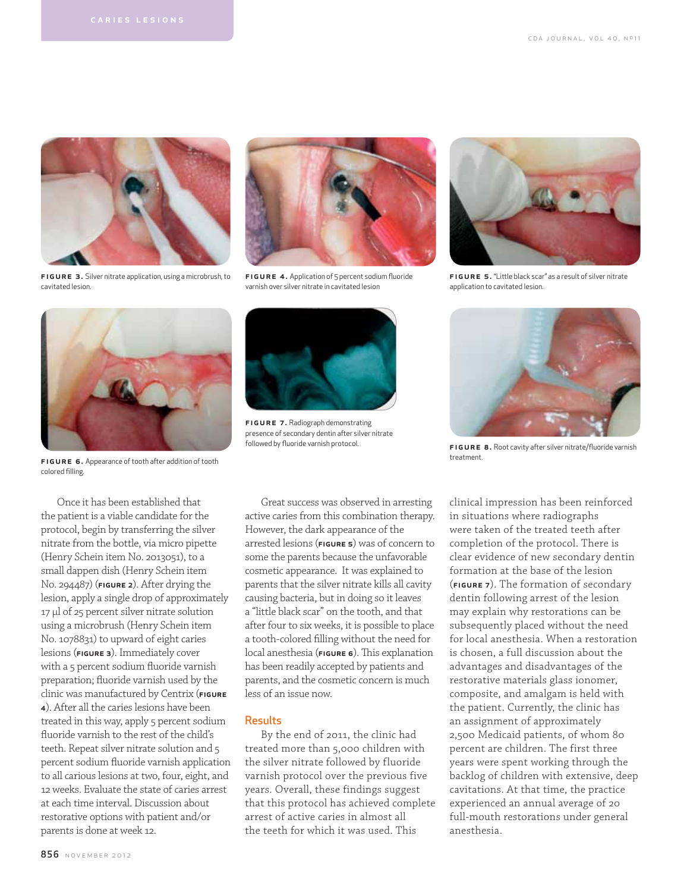**FIGURE 3.** Silver nitrate application, using a microbrush, to cavitated lesion.

**FIGURE 4.** Application of 5 percent sodium fluoride varnish over silver nitrate in cavitated lesion

**FIGURE 5.** "Little black scar" as a result of silver nitrate application to cavitated lesion.

**FIGURE 6.** Appearance of tooth after addition of tooth colored filling.

**FIGURE 7.** Radiograph demonstrating presence of secondary dentin after silver nitrate followed by fluoride varnish protocol.

**FIGURE 8.** Root cavity after silver nitrate/fluoride varnish treatment.

Once it has been established that the patient is a viable candidate for the protocol, begin by transferring the silver nitrate from the bottle, via micro pipette (Henry Schein item No. 2013051), to a small dappen dish (Henry Schein item No. 294487) (FIGURE 2). After drying the lesion, apply a single drop of approximately 17 μl of 25 percent silver nitrate solution using a microbrush (Henry Schein item No. 1078831) to upward of eight caries lesions (FIGURE 3). Immediately cover with a 5 percent sodium fluoride varnish preparation; fluoride varnish used by the clinic was manufactured by Centrix (FIGURE 4). After all the caries lesions have been treated in this way, apply 5 percent sodium fluoride varnish to the rest of the child's teeth. Repeat silver nitrate solution and 5 percent sodium fluoride varnish application to all carious lesions at two, four, eight, and 12 weeks. Evaluate the state of caries arrest at each time interval. Discussion about restorative options with patient and/or parents is done at week 12.

Great success was observed in arresting active caries from this combination therapy. However, the dark appearance of the arrested lesions (FIGURE 5) was of concern to some the parents because the unfavorable cosmetic appearance. It was explained to parents that the silver nitrate kills all cavity causing bacteria, but in doing so it leaves a "little black scar" on the tooth, and that after four to six weeks, it is possible to place a tooth-colored filling without the need for local anesthesia (FIGURE 6). This explanation has been readily accepted by patients and parents, and the cosmetic concern is much less of an issue now.

## Results

By the end of 2011, the clinic had treated more than 5,000 children with the silver nitrate followed by fluoride varnish protocol over the previous five years. Overall, these findings suggest that this protocol has achieved complete arrest of active caries in almost all the teeth for which it was used. This clinical impression has been reinforced in situations where radiographs were taken of the treated teeth after completion of the protocol. There is clear evidence of new secondary dentin formation at the base of the lesion (FIGURE 7). The formation of secondary dentin following arrest of the lesion may explain why restorations can be subsequently placed without the need for local anesthesia. When a restoration is chosen, a full discussion about the advantages and disadvantages of the restorative materials glass ionomer, composite, and amalgam is held with the patient. Currently, the clinic has an assignment of approximately 2,500 Medicaid patients, of whom 80 percent are children. The first three years were spent working through the backlog of children with extensive, deep cavitations. At that time, the practice experienced an annual average of 20 full-mouth restorations under general anesthesia.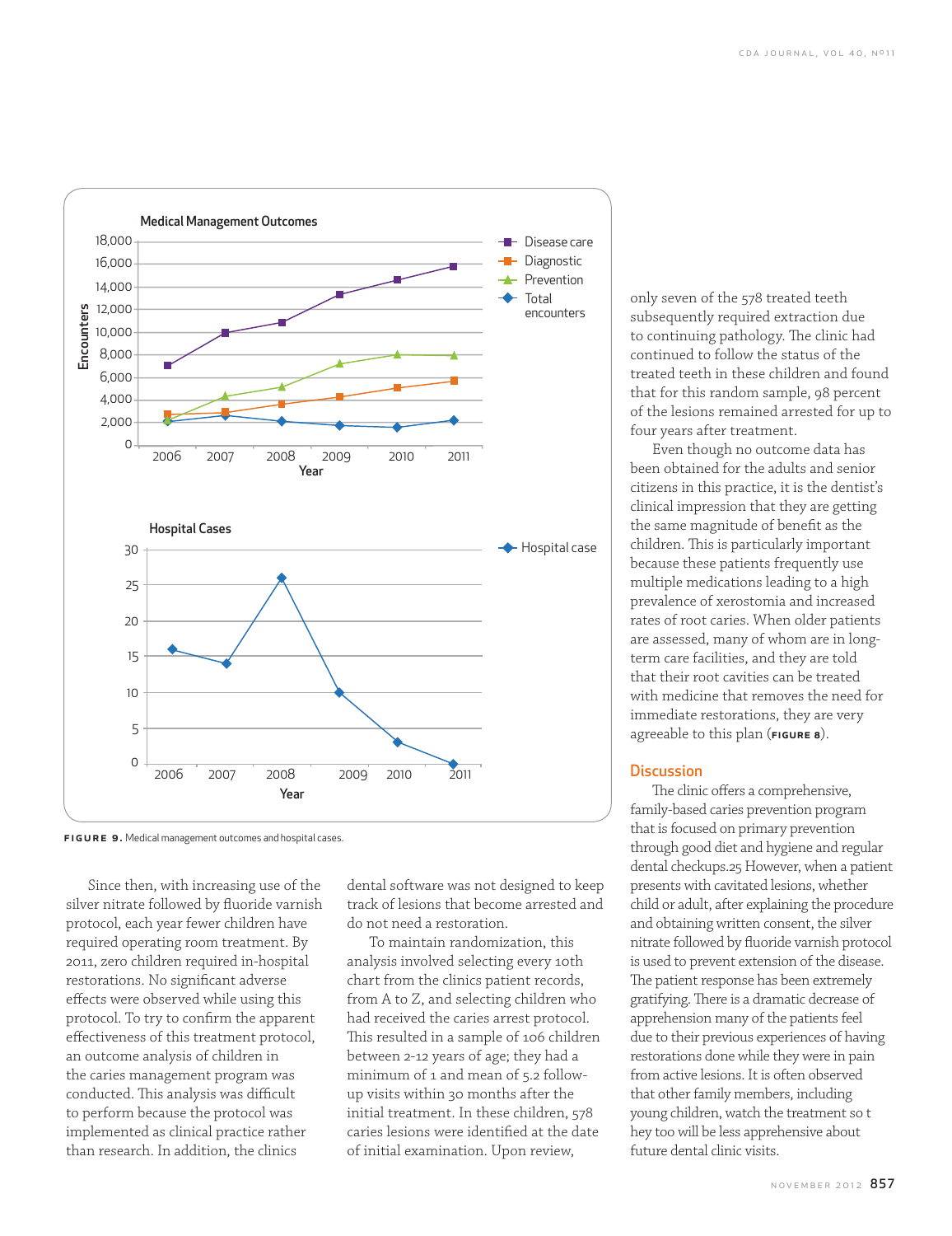FIGURE 9. Medical management outcomes and hospital cases.

Since then, with increasing use of the silver nitrate followed by fluoride varnish protocol, each year fewer children have required operating room treatment. By 2011, zero children required in-hospital restorations. No significant adverse effects were observed while using this protocol. To try to confirm the apparent effectiveness of this treatment protocol, an outcome analysis of children in the caries management program was conducted. This analysis was difficult to perform because the protocol was implemented as clinical practice rather than research. In addition, the clinics dental software was not designed to keep track of lesions that become arrested and do not need a restoration.

To maintain randomization, this analysis involved selecting every 10th chart from the clinics patient records, from A to Z, and selecting children who had received the caries arrest protocol. This resulted in a sample of 106 children between 2-12 years of age; they had a minimum of 1 and mean of 5.2 follow-up visits within 30 months after the initial treatment. In these children, 578 caries lesions were identified at the date of initial examination. Upon review, only seven of the 578 treated teeth subsequently required extraction due to continuing pathology. The clinic had continued to follow the status of the treated teeth in these children and found that for this random sample, 98 percent of the lesions remained arrested for up to four years after treatment.

Even though no outcome data has been obtained for the adults and senior citizens in this practice, it is the dentist's clinical impression that they are getting the same magnitude of benefit as the children. This is particularly important because these patients frequently use multiple medications leading to a high prevalence of xerostomia and increased rates of root caries. When older patients are assessed, many of whom are in long-term care facilities, and they are told that their root cavities can be treated with medicine that removes the need for immediate restorations, they are very agreeable to this plan (**FIGURE 8**).

## Discussion

The clinic offers a comprehensive, family-based caries prevention program that is focused on primary prevention through good diet and hygiene and regular dental checkups.25 However, when a patient presents with cavitated lesions, whether child or adult, after explaining the procedure and obtaining written consent, the silver nitrate followed by fluoride varnish protocol is used to prevent extension of the disease. The patient response has been extremely gratifying. There is a dramatic decrease of apprehension many of the patients feel due to their previous experiences of having restorations done while they were in pain from active lesions. It is often observed that other family members, including young children, watch the treatment so t hey too will be less apprehensive about future dental clinic visits.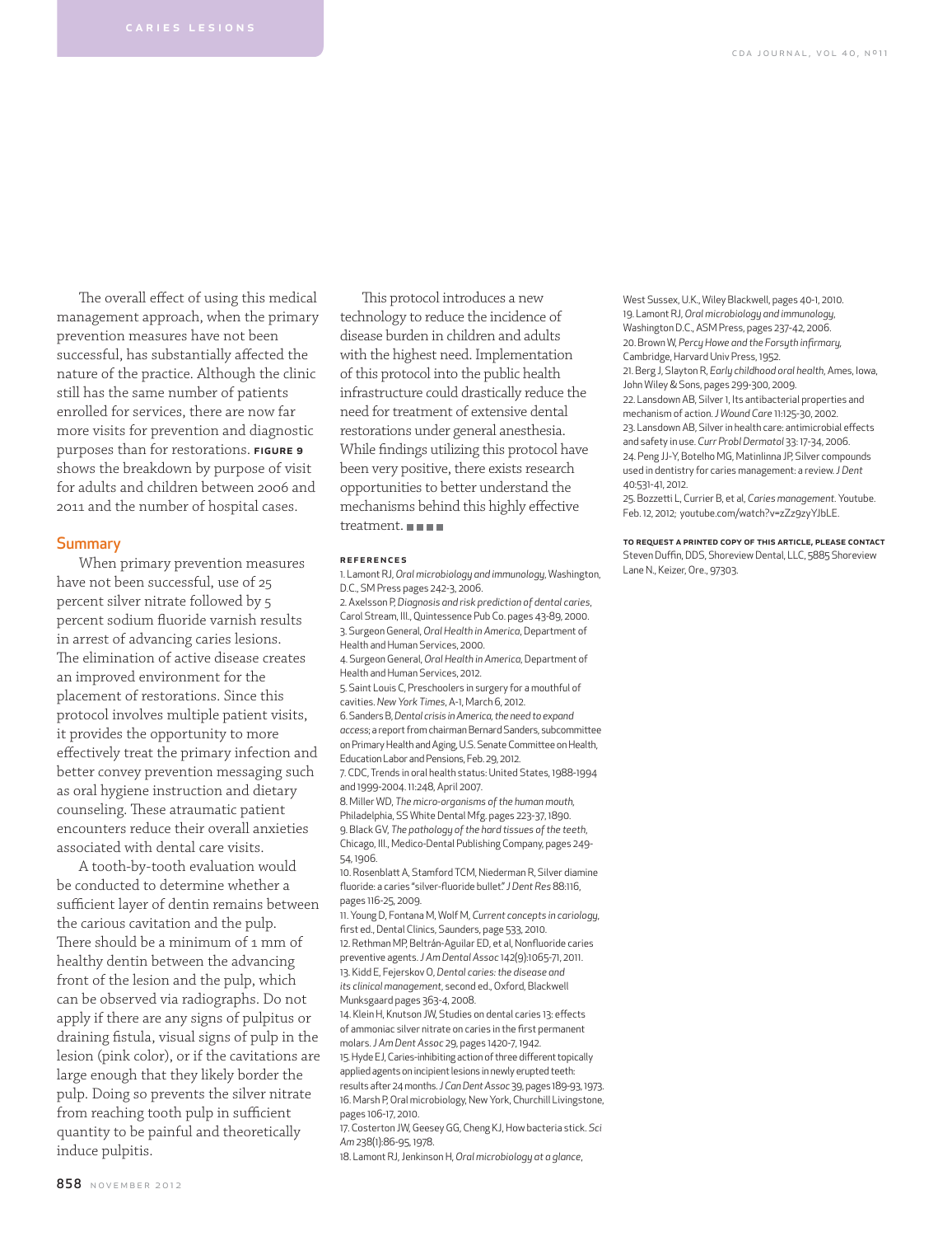The overall effect of using this medical management approach, when the primary prevention measures have not been successful, has substantially affected the nature of the practice. Although the clinic still has the same number of patients enrolled for services, there are now far more visits for prevention and diagnostic purposes than for restorations. **FIGURE 9** shows the breakdown by purpose of visit for adults and children between 2006 and 2011 and the number of hospital cases.

## Summary

When primary prevention measures have not been successful, use of 25 percent silver nitrate followed by 5 percent sodium fluoride varnish results in arrest of advancing caries lesions. The elimination of active disease creates an improved environment for the placement of restorations. Since this protocol involves multiple patient visits, it provides the opportunity to more effectively treat the primary infection and better convey prevention messaging such as oral hygiene instruction and dietary counseling. These atraumatic patient encounters reduce their overall anxieties associated with dental care visits.

A tooth-by-tooth evaluation would be conducted to determine whether a sufficient layer of dentin remains between the carious cavitation and the pulp. There should be a minimum of 1 mm of healthy dentin between the advancing front of the lesion and the pulp, which can be observed via radiographs. Do not apply if there are any signs of pulpitus or draining fistula, visual signs of pulp in the lesion (pink color), or if the cavitations are large enough that they likely border the pulp. Doing so prevents the silver nitrate from reaching tooth pulp in sufficient quantity to be painful and theoretically induce pulpitis.

This protocol introduces a new technology to reduce the incidence of disease burden in children and adults with the highest need. Implementation of this protocol into the public health infrastructure could drastically reduce the need for treatment of extensive dental restorations under general anesthesia. While findings utilizing this protocol have been very positive, there exists research opportunities to better understand the mechanisms behind this highly effective treatment. ■■■■

### REFERENCES

1. Lamont RJ, *Oral microbiology and immunology*, Washington, D.C., SM Press pages 242-3, 2006.
2. Axelsson P, *Diagnosis and risk prediction of dental caries*, Carol Stream, Ill., Quintessence Pub Co. pages 43-89, 2000.
3. Surgeon General, *Oral Health in America*, Department of Health and Human Services, 2000.
4. Surgeon General, *Oral Health in America*, Department of Health and Human Services, 2012.
5. Saint Louis C, Preschoolers in surgery for a mouthful of cavities. *New York Times*, A-1, March 6, 2012.
6. Sanders B, *Dental crisis in America, the need to expand access*; a report from chairman Bernard Sanders, subcommittee on Primary Health and Aging, U.S. Senate Committee on Health, Education Labor and Pensions, Feb. 29, 2012.
7. CDC, Trends in oral health status: United States, 1988-1994 and 1999-2004. 11:248, April 2007.
8. Miller WD, *The micro-organisms of the human mouth*, Philadelphia, SS White Dental Mfg. pages 223-37, 1890.
9. Black GV, *The pathology of the hard tissues of the teeth*, Chicago, Ill., Medico-Dental Publishing Company, pages 249-54, 1906.
10. Rosenblatt A, Stamford TCM, Niederman R, Silver diamine fluoride: a caries "silver-fluoride bullet." *J Dent Res* 88:116, pages 116-25, 2009.
11. Young D, Fontana M, Wolf M, *Current concepts in cariology*, first ed., Dental Clinics, Saunders, page 533, 2010.
12. Rethman MP, Beltrán-Aguilar ED, et al, Nonfluoride caries preventive agents. *J Am Dental Assoc* 142(9):1065-71, 2011.
13. Kidd E, Fejerskov O, *Dental caries: the disease and its clinical management*, second ed., Oxford, Blackwell Munksgaard pages 363-4, 2008.
14. Klein H, Knutson JW, Studies on dental caries 13: effects of ammoniac silver nitrate on caries in the first permanent molars. *J Am Dent Assoc* 29, pages 1420-7, 1942.
15. Hyde EJ, Caries-inhibiting action of three different topically applied agents on incipient lesions in newly erupted teeth: results after 24 months. *J Can Dent Assoc* 39, pages 189-93, 1973.
16. Marsh P, Oral microbiology, New York, Churchill Livingstone, pages 106-17, 2010.
17. Costerton JW, Geesey GG, Cheng KJ, How bacteria stick. *Sci Am* 238(1):86-95, 1978.
18. Lamont RJ, Jenkinson H, *Oral microbiology at a glance*, West Sussex, U.K., Wiley Blackwell, pages 40-1, 2010.
19. Lamont RJ, *Oral microbiology and immunology*, Washington D.C., ASM Press, pages 237-42, 2006.
20. Brown W, *Percy Howe and the Forsyth infirmary*, Cambridge, Harvard Univ Press, 1952.
21. Berg J, Slayton R, *Early childhood oral health*, Ames, Iowa, John Wiley & Sons, pages 299-300, 2009.
22. Lansdown AB, Silver 1, Its antibacterial properties and mechanism of action. *J Wound Care* 11:125-30, 2002.
23. Lansdown AB, Silver in health care: antimicrobial effects and safety in use. *Curr Probl Dermatol* 33: 17-34, 2006.
24. Peng JJ-Y, Botelho MG, Matinlinna JP, Silver compounds used in dentistry for caries management: a review. *J Dent* 40:531-41, 2012.
25. Bozzetti L, Currier B, et al, *Caries management*. Youtube. Feb. 12, 2012; youtube.com/watch?v=zZz9zyYJbLE.

**TO REQUEST A PRINTED COPY OF THIS ARTICLE, PLEASE CONTACT** Steven Duffin, DDS, Shoreview Dental, LLC, 5885 Shoreview Lane N., Keizer, Ore., 97303.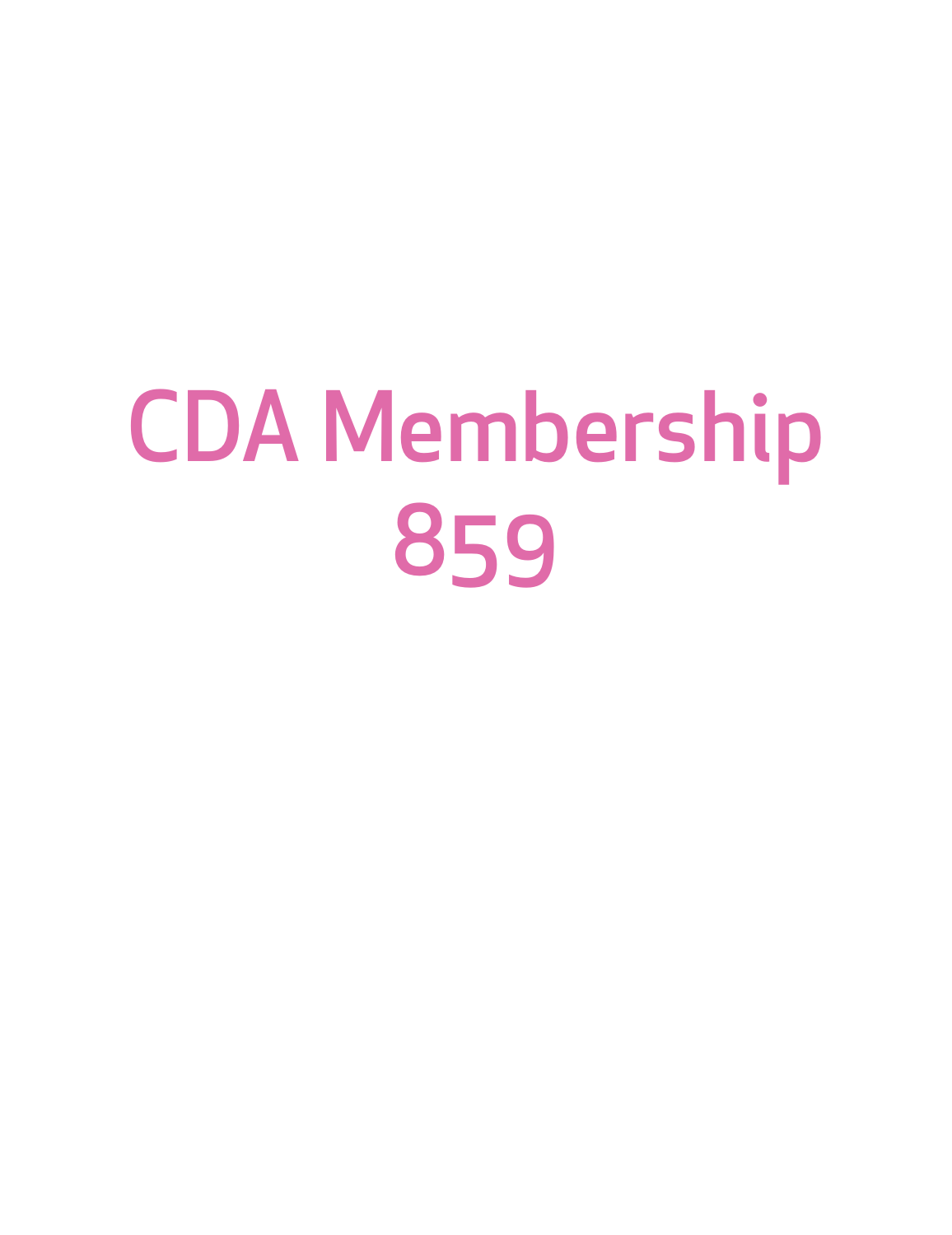# CDA Membership 859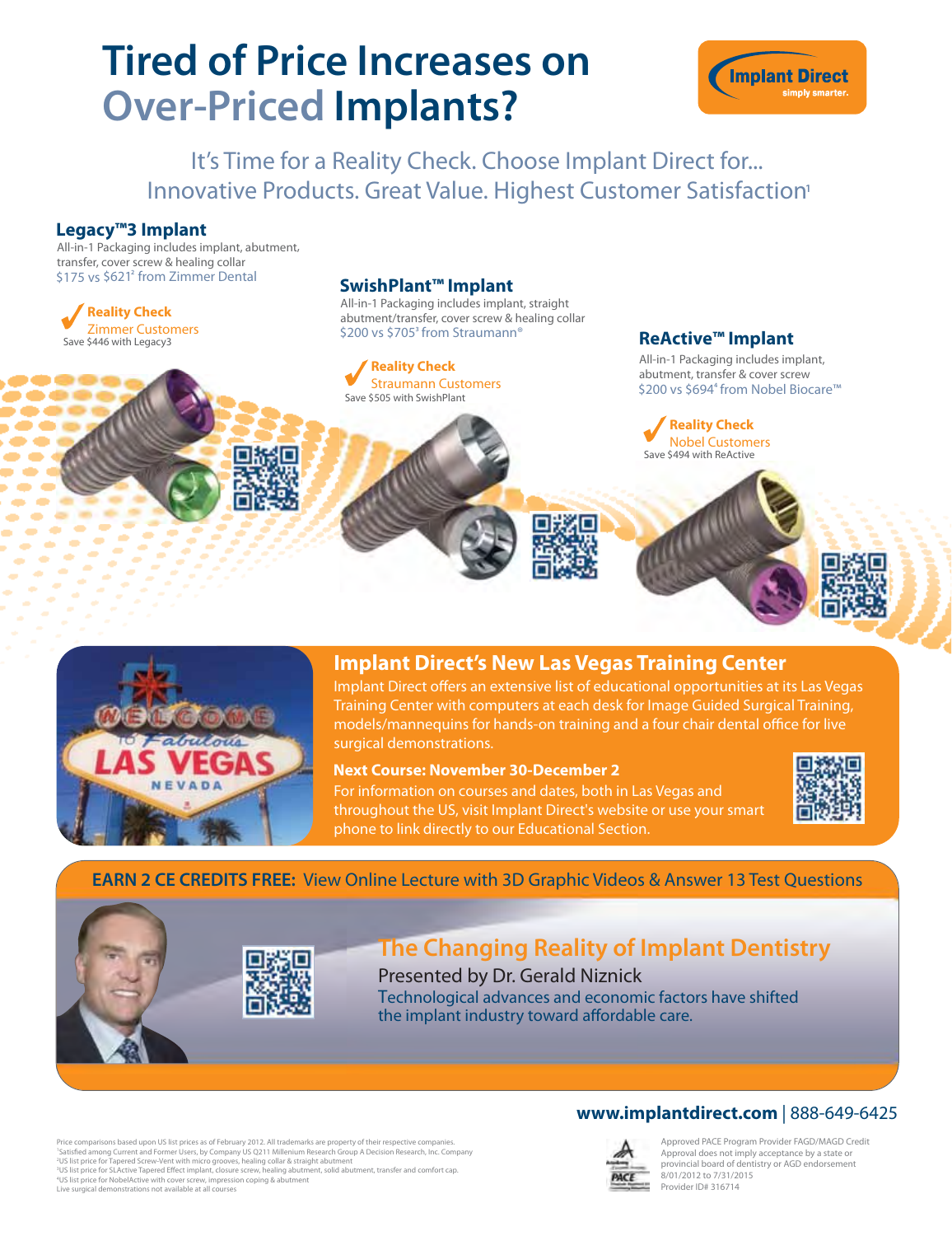# Tired of Price Increases on Over-Priced Implants?

Implant Direct
simply smarter.

It's Time for a Reality Check. Choose Implant Direct for...
Innovative Products. Great Value. Highest Customer Satisfaction[1]

### Legacy™3 Implant

All-in-1 Packaging includes implant, abutment, transfer, cover screw & healing collar
$175 vs $621[2] from Zimmer Dental

**Reality Check**
Zimmer Customers
Save $446 with Legacy3

### SwishPlant™ Implant

All-in-1 Packaging includes implant, straight abutment/transfer, cover screw & healing collar
$200 vs $705[3] from Straumann®

**Reality Check**
Straumann Customers
Save $505 with SwishPlant

### ReActive™ Implant

All-in-1 Packaging includes implant, abutment, transfer & cover screw
$200 vs $694[4] from Nobel Biocare™

**Reality Check**
Nobel Customers
Save $494 with ReActive

## Implant Direct's New Las Vegas Training Center

Implant Direct offers an extensive list of educational opportunities at its Las Vegas Training Center with computers at each desk for Image Guided Surgical Training, models/mannequins for hands-on training and a four chair dental office for live surgical demonstrations.

**Next Course: November 30-December 2**

For information on courses and dates, both in Las Vegas and throughout the US, visit Implant Direct's website or use your smart phone to link directly to our Educational Section.

**EARN 2 CE CREDITS FREE:** View Online Lecture with 3D Graphic Videos & Answer 13 Test Questions

## The Changing Reality of Implant Dentistry

Presented by Dr. Gerald Niznick

Technological advances and economic factors have shifted the implant industry toward affordable care.

**www.implantdirect.com** | 888-649-6425

Price comparisons based upon US list prices as of February 2012. All trademarks are property of their respective companies.
[1]Satisfied among Current and Former Users, by Company US Q211 Millenium Research Group A Decision Research, Inc. Company
[2]US list price for Tapered Screw-Vent with micro grooves, healing collar & straight abutment
[3]US list price for SLActive Tapered Effect implant, closure screw, healing abutment, solid abutment, transfer and comfort cap.
[4]US list price for NobelActive with cover screw, impression coping & abutment
Live surgical demonstrations not available at all courses

Approved PACE Program Provider FAGD/MAGD Credit
Approval does not imply acceptance by a state or provincial board of dentistry or AGD endorsement
8/01/2012 to 7/31/2015
Provider ID# 316714